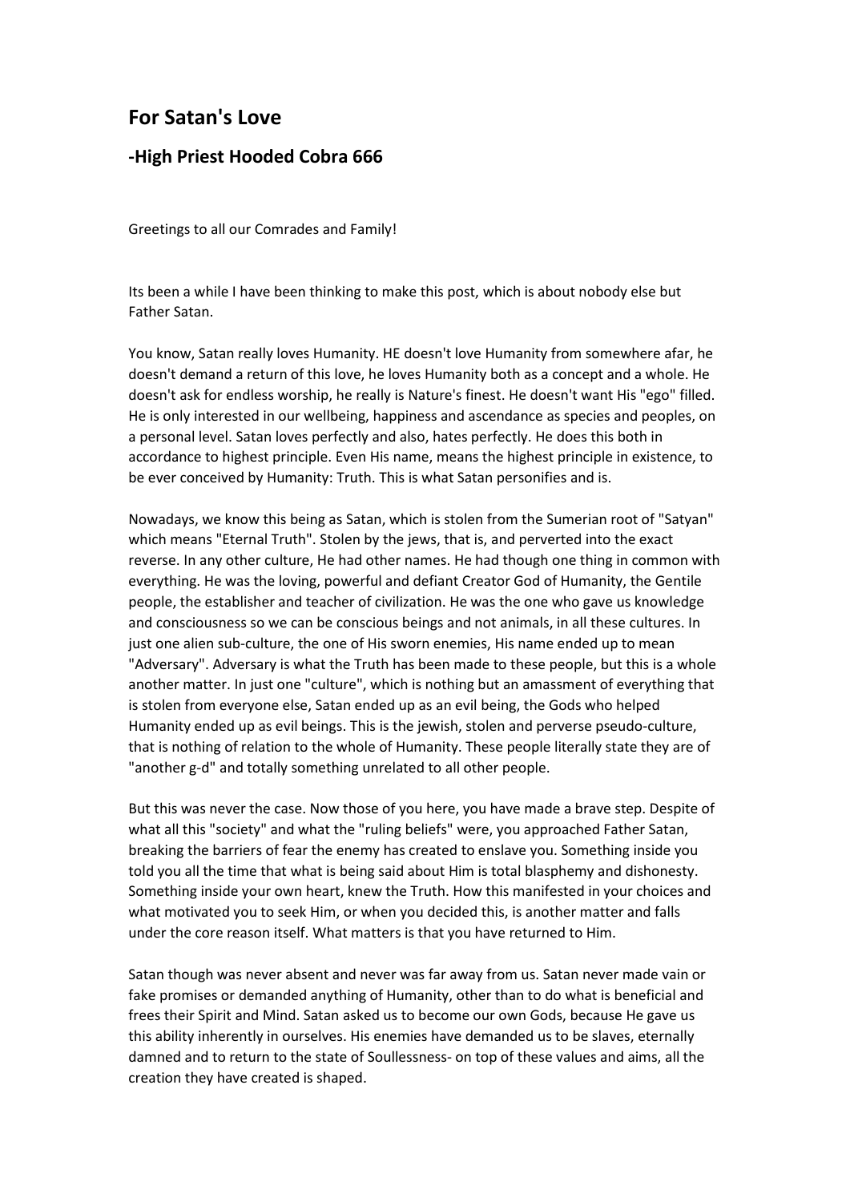## For Satan's Love

### -High Priest Hooded Cobra 666

Greetings to all our Comrades and Family!

Its been a while I have been thinking to make this post, which is about nobody else but Father Satan.

You know, Satan really loves Humanity. HE doesn't love Humanity from somewhere afar, he doesn't demand a return of this love, he loves Humanity both as a concept and a whole. He doesn't ask for endless worship, he really is Nature's finest. He doesn't want His "ego" filled. He is only interested in our wellbeing, happiness and ascendance as species and peoples, on a personal level. Satan loves perfectly and also, hates perfectly. He does this both in accordance to highest principle. Even His name, means the highest principle in existence, to be ever conceived by Humanity: Truth. This is what Satan personifies and is.

Nowadays, we know this being as Satan, which is stolen from the Sumerian root of "Satyan" which means "Eternal Truth". Stolen by the jews, that is, and perverted into the exact reverse. In any other culture, He had other names. He had though one thing in common with everything. He was the loving, powerful and defiant Creator God of Humanity, the Gentile people, the establisher and teacher of civilization. He was the one who gave us knowledge and consciousness so we can be conscious beings and not animals, in all these cultures. In just one alien sub-culture, the one of His sworn enemies, His name ended up to mean "Adversary". Adversary is what the Truth has been made to these people, but this is a whole another matter. In just one "culture", which is nothing but an amassment of everything that is stolen from everyone else, Satan ended up as an evil being, the Gods who helped Humanity ended up as evil beings. This is the jewish, stolen and perverse pseudo-culture, that is nothing of relation to the whole of Humanity. These people literally state they are of "another g-d" and totally something unrelated to all other people.

But this was never the case. Now those of you here, you have made a brave step. Despite of what all this "society" and what the "ruling beliefs" were, you approached Father Satan, breaking the barriers of fear the enemy has created to enslave you. Something inside you told you all the time that what is being said about Him is total blasphemy and dishonesty. Something inside your own heart, knew the Truth. How this manifested in your choices and what motivated you to seek Him, or when you decided this, is another matter and falls under the core reason itself. What matters is that you have returned to Him.

Satan though was never absent and never was far away from us. Satan never made vain or fake promises or demanded anything of Humanity, other than to do what is beneficial and frees their Spirit and Mind. Satan asked us to become our own Gods, because He gave us this ability inherently in ourselves. His enemies have demanded us to be slaves, eternally damned and to return to the state of Soullessness- on top of these values and aims, all the creation they have created is shaped.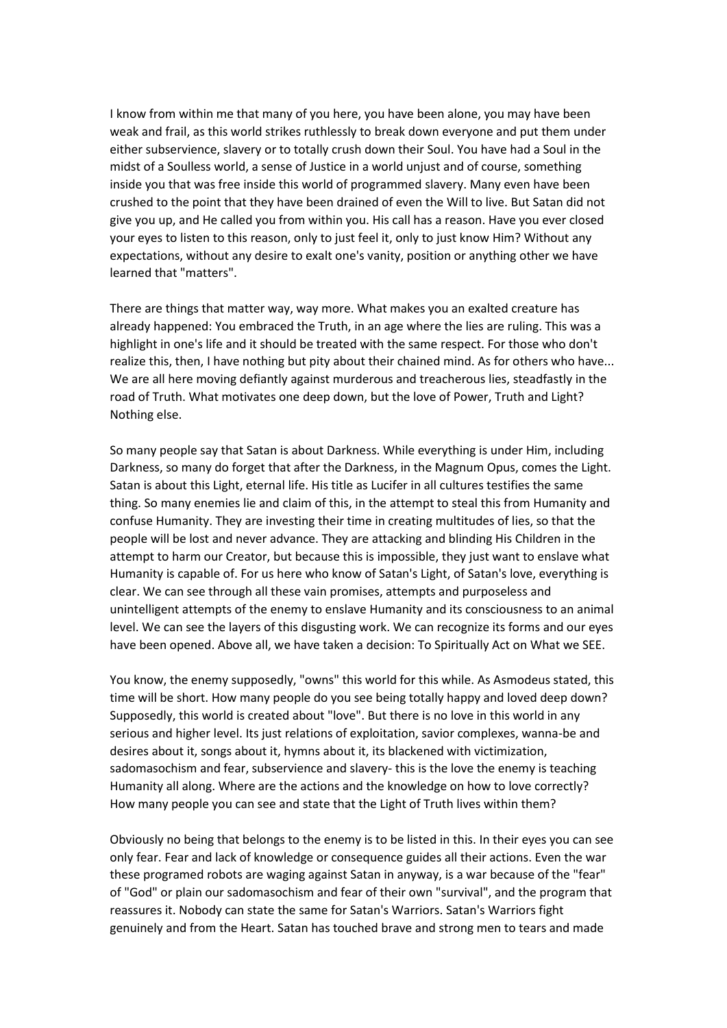I know from within me that many of you here, you have been alone, you may have been weak and frail, as this world strikes ruthlessly to break down everyone and put them under either subservience, slavery or to totally crush down their Soul. You have had a Soul in the midst of a Soulless world, a sense of Justice in a world unjust and of course, something inside you that was free inside this world of programmed slavery. Many even have been crushed to the point that they have been drained of even the Will to live. But Satan did not give you up, and He called you from within you. His call has a reason. Have you ever closed your eyes to listen to this reason, only to just feel it, only to just know Him? Without any expectations, without any desire to exalt one's vanity, position or anything other we have learned that "matters".

There are things that matter way, way more. What makes you an exalted creature has already happened: You embraced the Truth, in an age where the lies are ruling. This was a highlight in one's life and it should be treated with the same respect. For those who don't realize this, then, I have nothing but pity about their chained mind. As for others who have... We are all here moving defiantly against murderous and treacherous lies, steadfastly in the road of Truth. What motivates one deep down, but the love of Power, Truth and Light? Nothing else.

So many people say that Satan is about Darkness. While everything is under Him, including Darkness, so many do forget that after the Darkness, in the Magnum Opus, comes the Light. Satan is about this Light, eternal life. His title as Lucifer in all cultures testifies the same thing. So many enemies lie and claim of this, in the attempt to steal this from Humanity and confuse Humanity. They are investing their time in creating multitudes of lies, so that the people will be lost and never advance. They are attacking and blinding His Children in the attempt to harm our Creator, but because this is impossible, they just want to enslave what Humanity is capable of. For us here who know of Satan's Light, of Satan's love, everything is clear. We can see through all these vain promises, attempts and purposeless and unintelligent attempts of the enemy to enslave Humanity and its consciousness to an animal level. We can see the layers of this disgusting work. We can recognize its forms and our eyes have been opened. Above all, we have taken a decision: To Spiritually Act on What we SEE.

You know, the enemy supposedly, "owns" this world for this while. As Asmodeus stated, this time will be short. How many people do you see being totally happy and loved deep down? Supposedly, this world is created about "love". But there is no love in this world in any serious and higher level. Its just relations of exploitation, savior complexes, wanna-be and desires about it, songs about it, hymns about it, its blackened with victimization, sadomasochism and fear, subservience and slavery- this is the love the enemy is teaching Humanity all along. Where are the actions and the knowledge on how to love correctly? How many people you can see and state that the Light of Truth lives within them?

Obviously no being that belongs to the enemy is to be listed in this. In their eyes you can see only fear. Fear and lack of knowledge or consequence guides all their actions. Even the war these programed robots are waging against Satan in anyway, is a war because of the "fear" of "God" or plain our sadomasochism and fear of their own "survival", and the program that reassures it. Nobody can state the same for Satan's Warriors. Satan's Warriors fight genuinely and from the Heart. Satan has touched brave and strong men to tears and made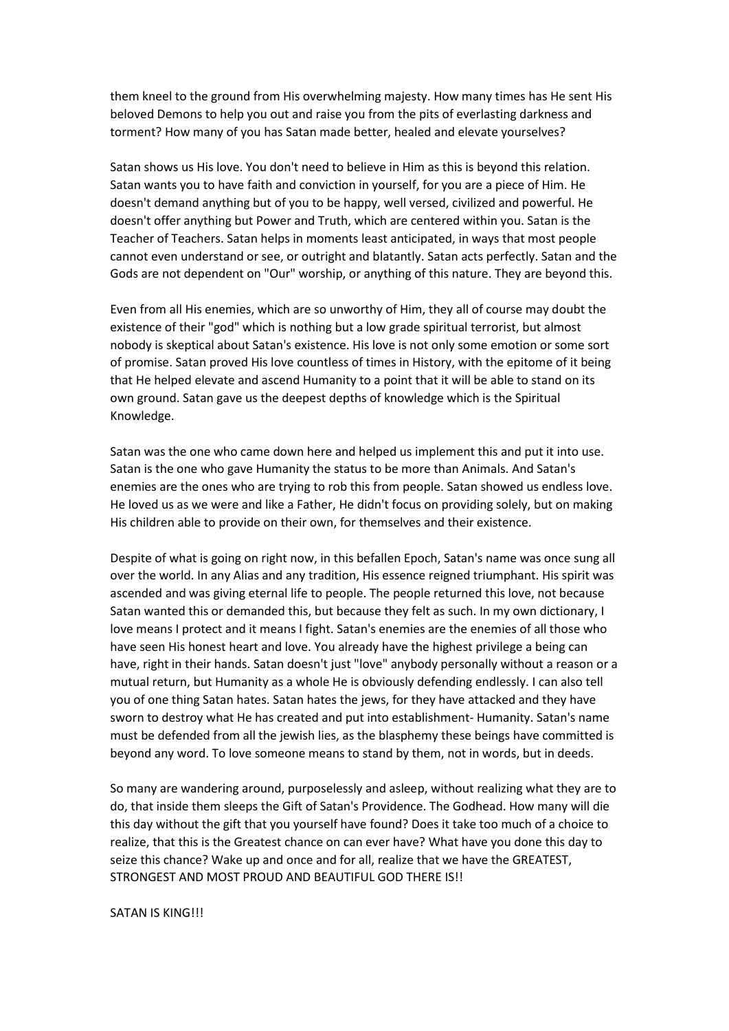them kneel to the ground from His overwhelming majesty. How many times has He sent His beloved Demons to help you out and raise you from the pits of everlasting darkness and torment? How many of you has Satan made better, healed and elevate yourselves?

Satan shows us His love. You don't need to believe in Him as this is beyond this relation. Satan wants you to have faith and conviction in yourself, for you are a piece of Him. He doesn't demand anything but of you to be happy, well versed, civilized and powerful. He doesn't offer anything but Power and Truth, which are centered within you. Satan is the Teacher of Teachers. Satan helps in moments least anticipated, in ways that most people cannot even understand or see, or outright and blatantly. Satan acts perfectly. Satan and the Gods are not dependent on "Our" worship, or anything of this nature. They are beyond this.

Even from all His enemies, which are so unworthy of Him, they all of course may doubt the existence of their "god" which is nothing but a low grade spiritual terrorist, but almost nobody is skeptical about Satan's existence. His love is not only some emotion or some sort of promise. Satan proved His love countless of times in History, with the epitome of it being that He helped elevate and ascend Humanity to a point that it will be able to stand on its own ground. Satan gave us the deepest depths of knowledge which is the Spiritual Knowledge.

Satan was the one who came down here and helped us implement this and put it into use. Satan is the one who gave Humanity the status to be more than Animals. And Satan's enemies are the ones who are trying to rob this from people. Satan showed us endless love. He loved us as we were and like a Father, He didn't focus on providing solely, but on making His children able to provide on their own, for themselves and their existence.

Despite of what is going on right now, in this befallen Epoch, Satan's name was once sung all over the world. In any Alias and any tradition, His essence reigned triumphant. His spirit was ascended and was giving eternal life to people. The people returned this love, not because Satan wanted this or demanded this, but because they felt as such. In my own dictionary, I love means I protect and it means I fight. Satan's enemies are the enemies of all those who have seen His honest heart and love. You already have the highest privilege a being can have, right in their hands. Satan doesn't just "love" anybody personally without a reason or a mutual return, but Humanity as a whole He is obviously defending endlessly. I can also tell you of one thing Satan hates. Satan hates the jews, for they have attacked and they have sworn to destroy what He has created and put into establishment- Humanity. Satan's name must be defended from all the jewish lies, as the blasphemy these beings have committed is beyond any word. To love someone means to stand by them, not in words, but in deeds.

So many are wandering around, purposelessly and asleep, without realizing what they are to do, that inside them sleeps the Gift of Satan's Providence. The Godhead. How many will die this day without the gift that you yourself have found? Does it take too much of a choice to realize, that this is the Greatest chance on can ever have? What have you done this day to seize this chance? Wake up and once and for all, realize that we have the GREATEST, STRONGEST AND MOST PROUD AND BEAUTIFUL GOD THERE IS!!

SATAN IS KING!!!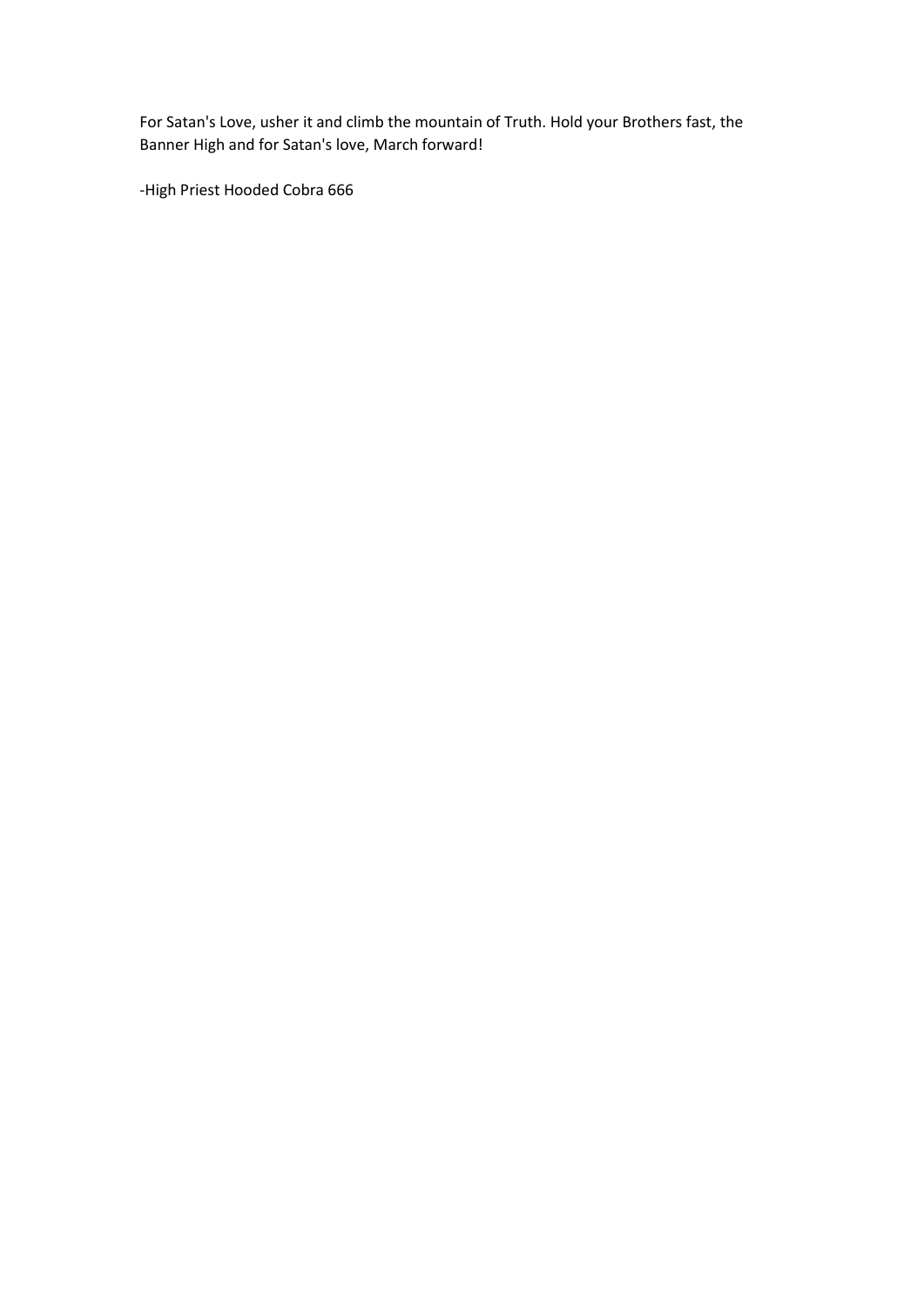For Satan's Love, usher it and climb the mountain of Truth. Hold your Brothers fast, the Banner High and for Satan's love, March forward!

-High Priest Hooded Cobra 666